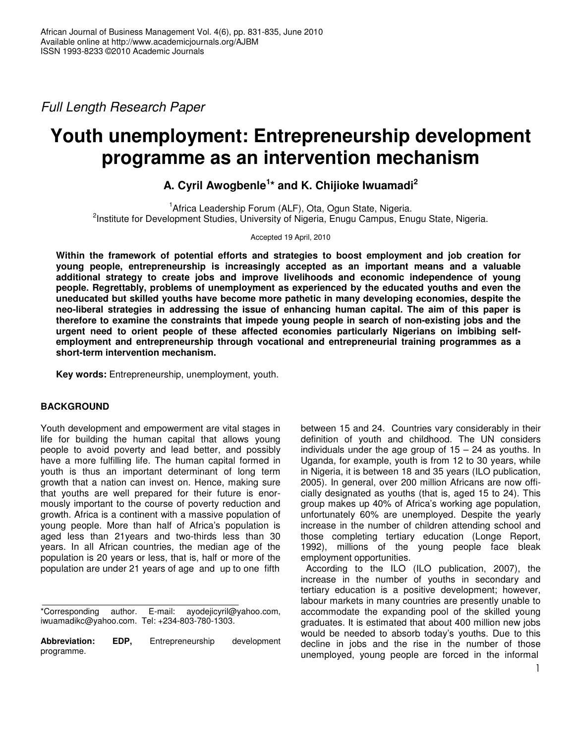*Full Length Research Paper*

# Youth unemployment: Entrepreneurship development programme as an intervention mechanism

**A. Cyril Awogbenle[1]* and K. Chijioke Iwuamadi[2]**

[1]Africa Leadership Forum (ALF), Ota, Ogun State, Nigeria.
[2]Institute for Development Studies, University of Nigeria, Enugu Campus, Enugu State, Nigeria.

Accepted 19 April, 2010

**Within the framework of potential efforts and strategies to boost employment and job creation for young people, entrepreneurship is increasingly accepted as an important means and a valuable additional strategy to create jobs and improve livelihoods and economic independence of young people. Regrettably, problems of unemployment as experienced by the educated youths and even the uneducated but skilled youths have become more pathetic in many developing economies, despite the neo-liberal strategies in addressing the issue of enhancing human capital. The aim of this paper is therefore to examine the constraints that impede young people in search of non-existing jobs and the urgent need to orient people of these affected economies particularly Nigerians on imbibing self-employment and entrepreneurship through vocational and entrepreneurial training programmes as a short-term intervention mechanism.**

**Key words:** Entrepreneurship, unemployment, youth.

## BACKGROUND

Youth development and empowerment are vital stages in life for building the human capital that allows young people to avoid poverty and lead better, and possibly have a more fulfilling life. The human capital formed in youth is thus an important determinant of long term growth that a nation can invest on. Hence, making sure that youths are well prepared for their future is enormously important to the course of poverty reduction and growth. Africa is a continent with a massive population of young people. More than half of Africa's population is aged less than 21years and two-thirds less than 30 years. In all African countries, the median age of the population is 20 years or less, that is, half or more of the population are under 21 years of age and up to one fifth between 15 and 24. Countries vary considerably in their definition of youth and childhood. The UN considers individuals under the age group of 15 – 24 as youths. In Uganda, for example, youth is from 12 to 30 years, while in Nigeria, it is between 18 and 35 years (ILO publication, 2005). In general, over 200 million Africans are now officially designated as youths (that is, aged 15 to 24). This group makes up 40% of Africa's working age population, unfortunately 60% are unemployed. Despite the yearly increase in the number of children attending school and those completing tertiary education (Longe Report, 1992), millions of the young people face bleak employment opportunities.

According to the ILO (ILO publication, 2007), the increase in the number of youths in secondary and tertiary education is a positive development; however, labour markets in many countries are presently unable to accommodate the expanding pool of the skilled young graduates. It is estimated that about 400 million new jobs would be needed to absorb today's youths. Due to this decline in jobs and the rise in the number of those unemployed, young people are forced in the informal

*Corresponding author. E-mail: ayodejicyril@yahoo.com, iwuamadikc@yahoo.com. Tel: +234-803-780-1303.

**Abbreviation: EDP,** Entrepreneurship development programme.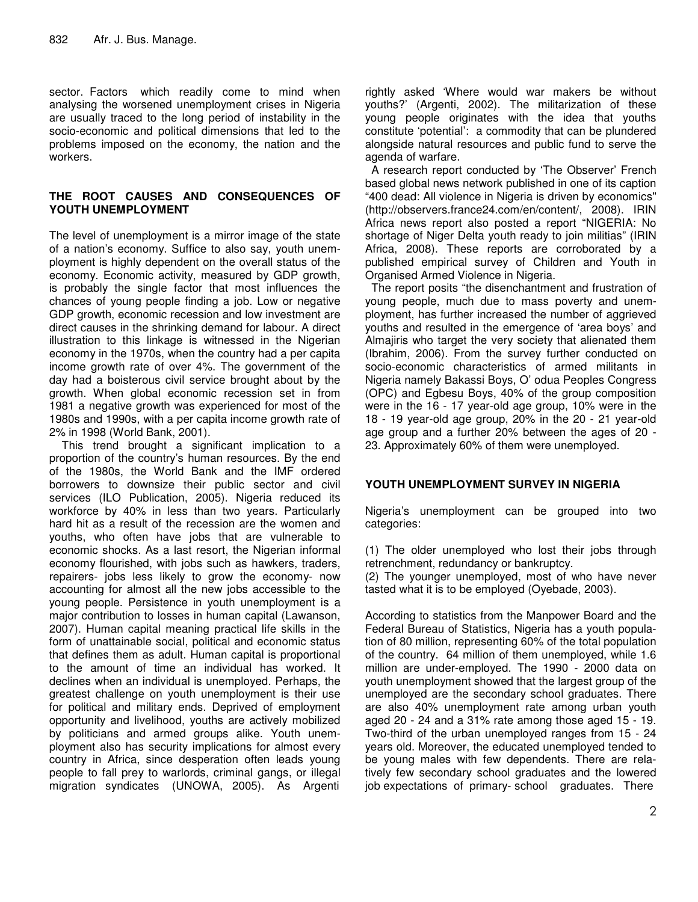sector. Factors which readily come to mind when analysing the worsened unemployment crises in Nigeria are usually traced to the long period of instability in the socio-economic and political dimensions that led to the problems imposed on the economy, the nation and the workers.

## THE ROOT CAUSES AND CONSEQUENCES OF YOUTH UNEMPLOYMENT

The level of unemployment is a mirror image of the state of a nation's economy. Suffice to also say, youth unemployment is highly dependent on the overall status of the economy. Economic activity, measured by GDP growth, is probably the single factor that most influences the chances of young people finding a job. Low or negative GDP growth, economic recession and low investment are direct causes in the shrinking demand for labour. A direct illustration to this linkage is witnessed in the Nigerian economy in the 1970s, when the country had a per capita income growth rate of over 4%. The government of the day had a boisterous civil service brought about by the growth. When global economic recession set in from 1981 a negative growth was experienced for most of the 1980s and 1990s, with a per capita income growth rate of 2% in 1998 (World Bank, 2001).

This trend brought a significant implication to a proportion of the country's human resources. By the end of the 1980s, the World Bank and the IMF ordered borrowers to downsize their public sector and civil services (ILO Publication, 2005). Nigeria reduced its workforce by 40% in less than two years. Particularly hard hit as a result of the recession are the women and youths, who often have jobs that are vulnerable to economic shocks. As a last resort, the Nigerian informal economy flourished, with jobs such as hawkers, traders, repairers- jobs less likely to grow the economy- now accounting for almost all the new jobs accessible to the young people. Persistence in youth unemployment is a major contribution to losses in human capital (Lawanson, 2007). Human capital meaning practical life skills in the form of unattainable social, political and economic status that defines them as adult. Human capital is proportional to the amount of time an individual has worked. It declines when an individual is unemployed. Perhaps, the greatest challenge on youth unemployment is their use for political and military ends. Deprived of employment opportunity and livelihood, youths are actively mobilized by politicians and armed groups alike. Youth unemployment also has security implications for almost every country in Africa, since desperation often leads young people to fall prey to warlords, criminal gangs, or illegal migration syndicates (UNOWA, 2005). As Argenti rightly asked 'Where would war makers be without youths?' (Argenti, 2002). The militarization of these young people originates with the idea that youths constitute 'potential': a commodity that can be plundered alongside natural resources and public fund to serve the agenda of warfare.

A research report conducted by 'The Observer' French based global news network published in one of its caption "400 dead: All violence in Nigeria is driven by economics" (http://observers.france24.com/en/content/, 2008). IRIN Africa news report also posted a report "NIGERIA: No shortage of Niger Delta youth ready to join militias" (IRIN Africa, 2008). These reports are corroborated by a published empirical survey of Children and Youth in Organised Armed Violence in Nigeria.

The report posits "the disenchantment and frustration of young people, much due to mass poverty and unemployment, has further increased the number of aggrieved youths and resulted in the emergence of 'area boys' and Almajiris who target the very society that alienated them (Ibrahim, 2006). From the survey further conducted on socio-economic characteristics of armed militants in Nigeria namely Bakassi Boys, O' odua Peoples Congress (OPC) and Egbesu Boys, 40% of the group composition were in the 16 - 17 year-old age group, 10% were in the 18 - 19 year-old age group, 20% in the 20 - 21 year-old age group and a further 20% between the ages of 20 - 23. Approximately 60% of them were unemployed.

## YOUTH UNEMPLOYMENT SURVEY IN NIGERIA

Nigeria's unemployment can be grouped into two categories:

(1) The older unemployed who lost their jobs through retrenchment, redundancy or bankruptcy.
(2) The younger unemployed, most of who have never tasted what it is to be employed (Oyebade, 2003).

According to statistics from the Manpower Board and the Federal Bureau of Statistics, Nigeria has a youth population of 80 million, representing 60% of the total population of the country. 64 million of them unemployed, while 1.6 million are under-employed. The 1990 - 2000 data on youth unemployment showed that the largest group of the unemployed are the secondary school graduates. There are also 40% unemployment rate among urban youth aged 20 - 24 and a 31% rate among those aged 15 - 19. Two-third of the urban unemployed ranges from 15 - 24 years old. Moreover, the educated unemployed tended to be young males with few dependents. There are relatively few secondary school graduates and the lowered job expectations of primary- school graduates. There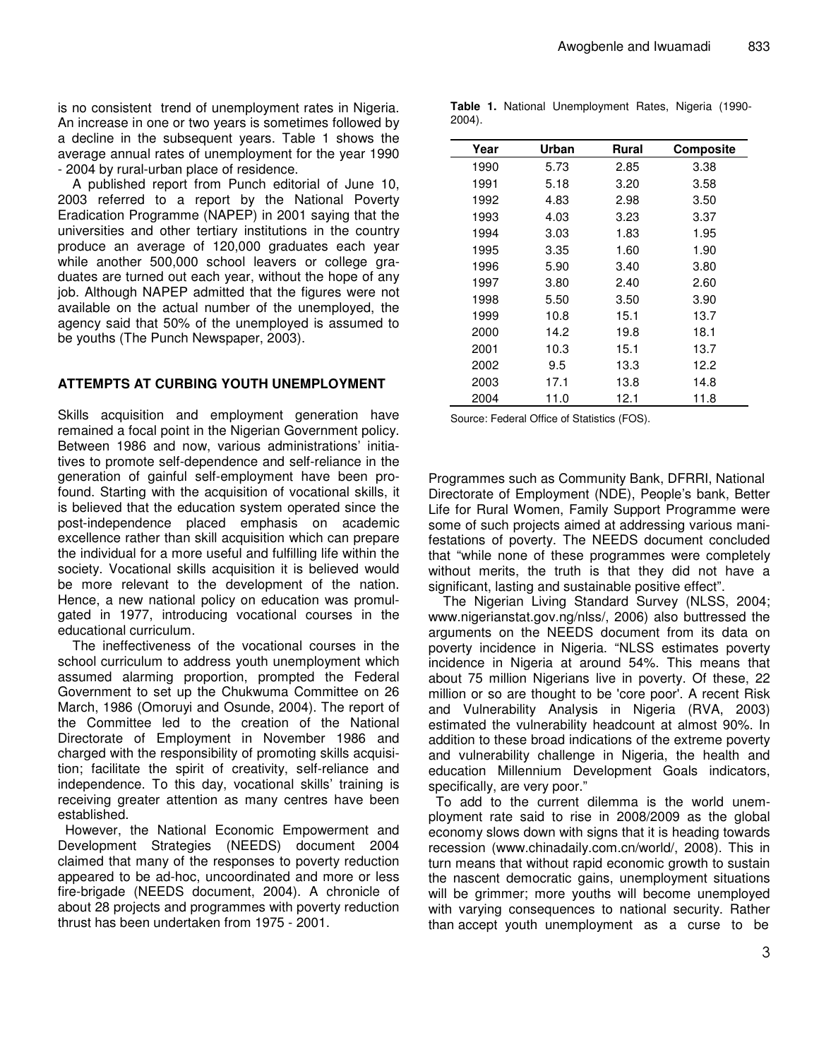is no consistent trend of unemployment rates in Nigeria. An increase in one or two years is sometimes followed by a decline in the subsequent years. Table 1 shows the average annual rates of unemployment for the year 1990 - 2004 by rural-urban place of residence.

A published report from Punch editorial of June 10, 2003 referred to a report by the National Poverty Eradication Programme (NAPEP) in 2001 saying that the universities and other tertiary institutions in the country produce an average of 120,000 graduates each year while another 500,000 school leavers or college graduates are turned out each year, without the hope of any job. Although NAPEP admitted that the figures were not available on the actual number of the unemployed, the agency said that 50% of the unemployed is assumed to be youths (The Punch Newspaper, 2003).

**Table 1.** National Unemployment Rates, Nigeria (1990-2004).

| Year | Urban | Rural | Composite |
|---|---|---|---|
| 1990 | 5.73 | 2.85 | 3.38 |
| 1991 | 5.18 | 3.20 | 3.58 |
| 1992 | 4.83 | 2.98 | 3.50 |
| 1993 | 4.03 | 3.23 | 3.37 |
| 1994 | 3.03 | 1.83 | 1.95 |
| 1995 | 3.35 | 1.60 | 1.90 |
| 1996 | 5.90 | 3.40 | 3.80 |
| 1997 | 3.80 | 2.40 | 2.60 |
| 1998 | 5.50 | 3.50 | 3.90 |
| 1999 | 10.8 | 15.1 | 13.7 |
| 2000 | 14.2 | 19.8 | 18.1 |
| 2001 | 10.3 | 15.1 | 13.7 |
| 2002 | 9.5 | 13.3 | 12.2 |
| 2003 | 17.1 | 13.8 | 14.8 |
| 2004 | 11.0 | 12.1 | 11.8 |

Source: Federal Office of Statistics (FOS).

## ATTEMPTS AT CURBING YOUTH UNEMPLOYMENT

Skills acquisition and employment generation have remained a focal point in the Nigerian Government policy. Between 1986 and now, various administrations' initiatives to promote self-dependence and self-reliance in the generation of gainful self-employment have been profound. Starting with the acquisition of vocational skills, it is believed that the education system operated since the post-independence placed emphasis on academic excellence rather than skill acquisition which can prepare the individual for a more useful and fulfilling life within the society. Vocational skills acquisition it is believed would be more relevant to the development of the nation. Hence, a new national policy on education was promulgated in 1977, introducing vocational courses in the educational curriculum.

The ineffectiveness of the vocational courses in the school curriculum to address youth unemployment which assumed alarming proportion, prompted the Federal Government to set up the Chukwuma Committee on 26 March, 1986 (Omoruyi and Osunde, 2004). The report of the Committee led to the creation of the National Directorate of Employment in November 1986 and charged with the responsibility of promoting skills acquisition; facilitate the spirit of creativity, self-reliance and independence. To this day, vocational skills' training is receiving greater attention as many centres have been established.

However, the National Economic Empowerment and Development Strategies (NEEDS) document 2004 claimed that many of the responses to poverty reduction appeared to be ad-hoc, uncoordinated and more or less fire-brigade (NEEDS document, 2004). A chronicle of about 28 projects and programmes with poverty reduction thrust has been undertaken from 1975 - 2001. Programmes such as Community Bank, DFRRI, National Directorate of Employment (NDE), People's bank, Better Life for Rural Women, Family Support Programme were some of such projects aimed at addressing various manifestations of poverty. The NEEDS document concluded that "while none of these programmes were completely without merits, the truth is that they did not have a significant, lasting and sustainable positive effect".

The Nigerian Living Standard Survey (NLSS, 2004; www.nigerianstat.gov.ng/nlss/, 2006) also buttressed the arguments on the NEEDS document from its data on poverty incidence in Nigeria. "NLSS estimates poverty incidence in Nigeria at around 54%. This means that about 75 million Nigerians live in poverty. Of these, 22 million or so are thought to be 'core poor'. A recent Risk and Vulnerability Analysis in Nigeria (RVA, 2003) estimated the vulnerability headcount at almost 90%. In addition to these broad indications of the extreme poverty and vulnerability challenge in Nigeria, the health and education Millennium Development Goals indicators, specifically, are very poor."

To add to the current dilemma is the world unemployment rate said to rise in 2008/2009 as the global economy slows down with signs that it is heading towards recession (www.chinadaily.com.cn/world/, 2008). This in turn means that without rapid economic growth to sustain the nascent democratic gains, unemployment situations will be grimmer; more youths will become unemployed with varying consequences to national security. Rather than accept youth unemployment as a curse to be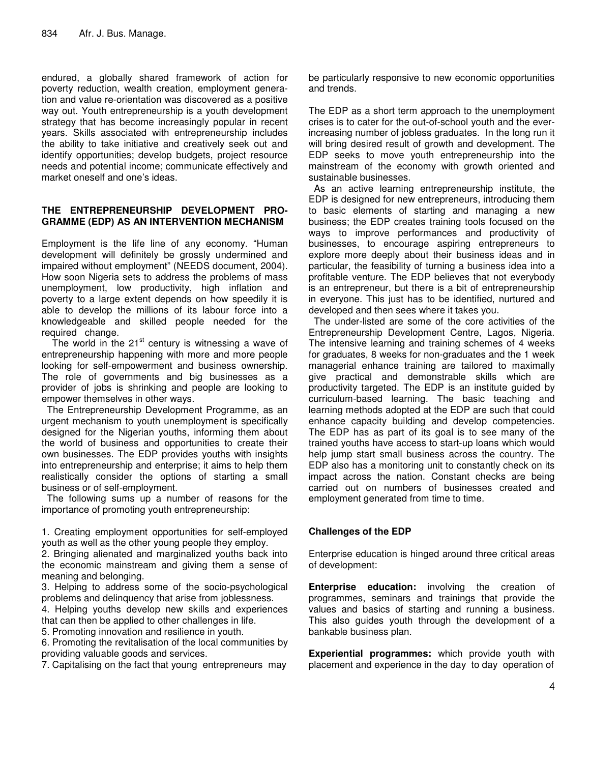endured, a globally shared framework of action for poverty reduction, wealth creation, employment generation and value re-orientation was discovered as a positive way out. Youth entrepreneurship is a youth development strategy that has become increasingly popular in recent years. Skills associated with entrepreneurship includes the ability to take initiative and creatively seek out and identify opportunities; develop budgets, project resource needs and potential income; communicate effectively and market oneself and one's ideas.

## THE ENTREPRENEURSHIP DEVELOPMENT PROGRAMME (EDP) AS AN INTERVENTION MECHANISM

Employment is the life line of any economy. "Human development will definitely be grossly undermined and impaired without employment" (NEEDS document, 2004). How soon Nigeria sets to address the problems of mass unemployment, low productivity, high inflation and poverty to a large extent depends on how speedily it is able to develop the millions of its labour force into a knowledgeable and skilled people needed for the required change.

The world in the 21st century is witnessing a wave of entrepreneurship happening with more and more people looking for self-empowerment and business ownership. The role of governments and big businesses as a provider of jobs is shrinking and people are looking to empower themselves in other ways.

The Entrepreneurship Development Programme, as an urgent mechanism to youth unemployment is specifically designed for the Nigerian youths, informing them about the world of business and opportunities to create their own businesses. The EDP provides youths with insights into entrepreneurship and enterprise; it aims to help them realistically consider the options of starting a small business or of self-employment.

The following sums up a number of reasons for the importance of promoting youth entrepreneurship:

1. Creating employment opportunities for self-employed youth as well as the other young people they employ.
2. Bringing alienated and marginalized youths back into the economic mainstream and giving them a sense of meaning and belonging.
3. Helping to address some of the socio-psychological problems and delinquency that arise from joblessness.
4. Helping youths develop new skills and experiences that can then be applied to other challenges in life.
5. Promoting innovation and resilience in youth.
6. Promoting the revitalisation of the local communities by providing valuable goods and services.
7. Capitalising on the fact that young entrepreneurs may be particularly responsive to new economic opportunities and trends.

The EDP as a short term approach to the unemployment crises is to cater for the out-of-school youth and the ever-increasing number of jobless graduates. In the long run it will bring desired result of growth and development. The EDP seeks to move youth entrepreneurship into the mainstream of the economy with growth oriented and sustainable businesses.

As an active learning entrepreneurship institute, the EDP is designed for new entrepreneurs, introducing them to basic elements of starting and managing a new business; the EDP creates training tools focused on the ways to improve performances and productivity of businesses, to encourage aspiring entrepreneurs to explore more deeply about their business ideas and in particular, the feasibility of turning a business idea into a profitable venture. The EDP believes that not everybody is an entrepreneur, but there is a bit of entrepreneurship in everyone. This just has to be identified, nurtured and developed and then sees where it takes you.

The under-listed are some of the core activities of the Entrepreneurship Development Centre, Lagos, Nigeria. The intensive learning and training schemes of 4 weeks for graduates, 8 weeks for non-graduates and the 1 week managerial enhance training are tailored to maximally give practical and demonstrable skills which are productivity targeted. The EDP is an institute guided by curriculum-based learning. The basic teaching and learning methods adopted at the EDP are such that could enhance capacity building and develop competencies. The EDP has as part of its goal is to see many of the trained youths have access to start-up loans which would help jump start small business across the country. The EDP also has a monitoring unit to constantly check on its impact across the nation. Constant checks are being carried out on numbers of businesses created and employment generated from time to time.

### Challenges of the EDP

Enterprise education is hinged around three critical areas of development:

**Enterprise education:** involving the creation of programmes, seminars and trainings that provide the values and basics of starting and running a business. This also guides youth through the development of a bankable business plan.

**Experiential programmes:** which provide youth with placement and experience in the day to day operation of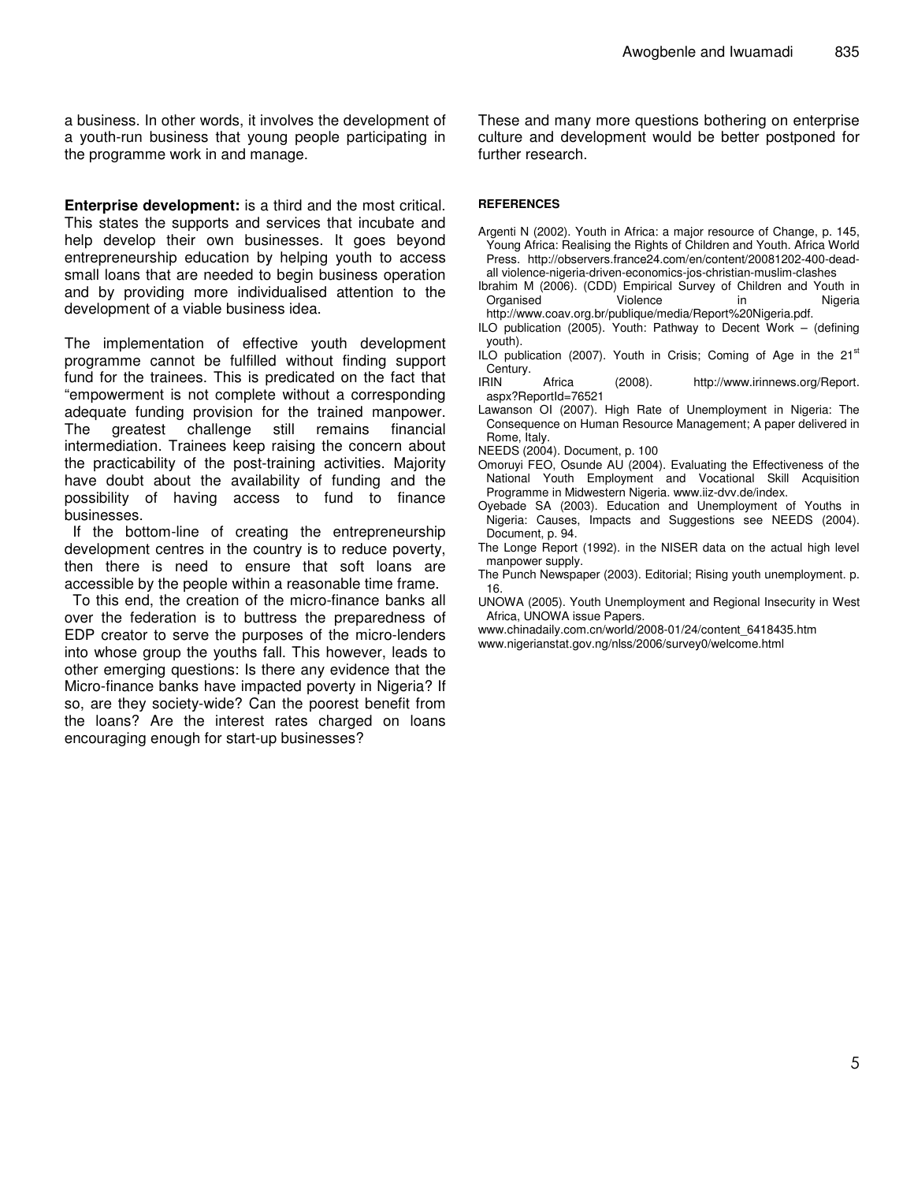a business. In other words, it involves the development of a youth-run business that young people participating in the programme work in and manage.

**Enterprise development:** is a third and the most critical. This states the supports and services that incubate and help develop their own businesses. It goes beyond entrepreneurship education by helping youth to access small loans that are needed to begin business operation and by providing more individualised attention to the development of a viable business idea.

The implementation of effective youth development programme cannot be fulfilled without finding support fund for the trainees. This is predicated on the fact that "empowerment is not complete without a corresponding adequate funding provision for the trained manpower. The greatest challenge still remains financial intermediation. Trainees keep raising the concern about the practicability of the post-training activities. Majority have doubt about the availability of funding and the possibility of having access to fund to finance businesses.

If the bottom-line of creating the entrepreneurship development centres in the country is to reduce poverty, then there is need to ensure that soft loans are accessible by the people within a reasonable time frame.

To this end, the creation of the micro-finance banks all over the federation is to buttress the preparedness of EDP creator to serve the purposes of the micro-lenders into whose group the youths fall. This however, leads to other emerging questions: Is there any evidence that the Micro-finance banks have impacted poverty in Nigeria? If so, are they society-wide? Can the poorest benefit from the loans? Are the interest rates charged on loans encouraging enough for start-up businesses?

These and many more questions bothering on enterprise culture and development would be better postponed for further research.

## REFERENCES

Argenti N (2002). Youth in Africa: a major resource of Change, p. 145, Young Africa: Realising the Rights of Children and Youth. Africa World Press. http://observers.france24.com/en/content/20081202-400-dead-all violence-nigeria-driven-economics-jos-christian-muslim-clashes

Ibrahim M (2006). (CDD) Empirical Survey of Children and Youth in Organised Violence in Nigeria http://www.coav.org.br/publique/media/Report%20Nigeria.pdf.

ILO publication (2005). Youth: Pathway to Decent Work – (defining youth).

ILO publication (2007). Youth in Crisis; Coming of Age in the 21st Century.

IRIN Africa (2008). http://www.irinnews.org/Report.aspx?ReportId=76521

Lawanson OI (2007). High Rate of Unemployment in Nigeria: The Consequence on Human Resource Management; A paper delivered in Rome, Italy.

NEEDS (2004). Document, p. 100

Omoruyi FEO, Osunde AU (2004). Evaluating the Effectiveness of the National Youth Employment and Vocational Skill Acquisition Programme in Midwestern Nigeria. www.iiz-dvv.de/index.

Oyebade SA (2003). Education and Unemployment of Youths in Nigeria: Causes, Impacts and Suggestions see NEEDS (2004). Document, p. 94.

The Longe Report (1992). in the NISER data on the actual high level manpower supply.

The Punch Newspaper (2003). Editorial; Rising youth unemployment. p. 16.

UNOWA (2005). Youth Unemployment and Regional Insecurity in West Africa, UNOWA issue Papers.

www.chinadaily.com.cn/world/2008-01/24/content_6418435.htm

www.nigerianstat.gov.ng/nlss/2006/survey0/welcome.html